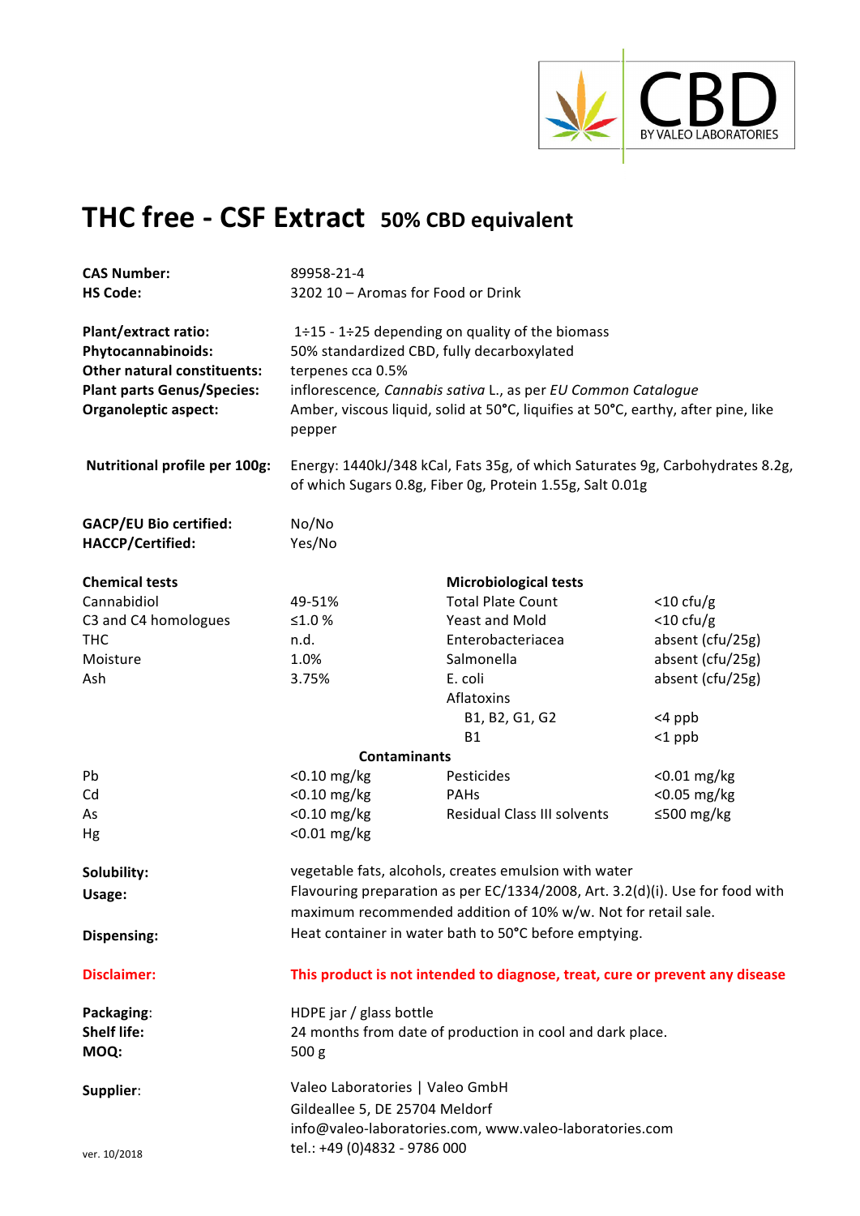CBD BY VALEO LABORATORIES

# THC free - CSF Extract 50% CBD equivalent

**CAS Number:** 89958-21-4
**HS Code:** 3202 10 – Aromas for Food or Drink

**Plant/extract ratio:** 1÷15 - 1÷25 depending on quality of the biomass
**Phytocannabinoids:** 50% standardized CBD, fully decarboxylated
**Other natural constituents:** terpenes cca 0.5%
**Plant parts Genus/Species:** inflorescence, *Cannabis sativa* L., as per *EU Common Catalogue*
**Organoleptic aspect:** Amber, viscous liquid, solid at 50°C, liquifies at 50°C, earthy, after pine, like pepper

**Nutritional profile per 100g:** Energy: 1440kJ/348 kCal, Fats 35g, of which Saturates 9g, Carbohydrates 8.2g, of which Sugars 0.8g, Fiber 0g, Protein 1.55g, Salt 0.01g

**GACP/EU Bio certified:** No/No
**HACCP/Certified:** Yes/No

| **Chemical tests** | | **Microbiological tests** | |
|---|---|---|---|
| Cannabidiol | 49-51% | Total Plate Count | <10 cfu/g |
| C3 and C4 homologues | ≤1.0 % | Yeast and Mold | <10 cfu/g |
| THC | n.d. | Enterobacteriacea | absent (cfu/25g) |
| Moisture | 1.0% | Salmonella | absent (cfu/25g) |
| Ash | 3.75% | E. coli | absent (cfu/25g) |
| | | Aflatoxins | |
| | | B1, B2, G1, G2 | <4 ppb |
| | | B1 | <1 ppb |
| | **Contaminants** | | |
| Pb | <0.10 mg/kg | Pesticides | <0.01 mg/kg |
| Cd | <0.10 mg/kg | PAHs | <0.05 mg/kg |
| As | <0.10 mg/kg | Residual Class III solvents | ≤500 mg/kg |
| Hg | <0.01 mg/kg | | |

**Solubility:** vegetable fats, alcohols, creates emulsion with water
**Usage:** Flavouring preparation as per EC/1334/2008, Art. 3.2(d)(i). Use for food with maximum recommended addition of 10% w/w. Not for retail sale.
**Dispensing:** Heat container in water bath to 50°C before emptying.

**Disclaimer:** **This product is not intended to diagnose, treat, cure or prevent any disease**

**Packaging:** HDPE jar / glass bottle
**Shelf life:** 24 months from date of production in cool and dark place.
**MOQ:** 500 g

**Supplier:** Valeo Laboratories | Valeo GmbH
Gildeallee 5, DE 25704 Meldorf
info@valeo-laboratories.com, www.valeo-laboratories.com
tel.: +49 (0)4832 - 9786 000

ver. 10/2018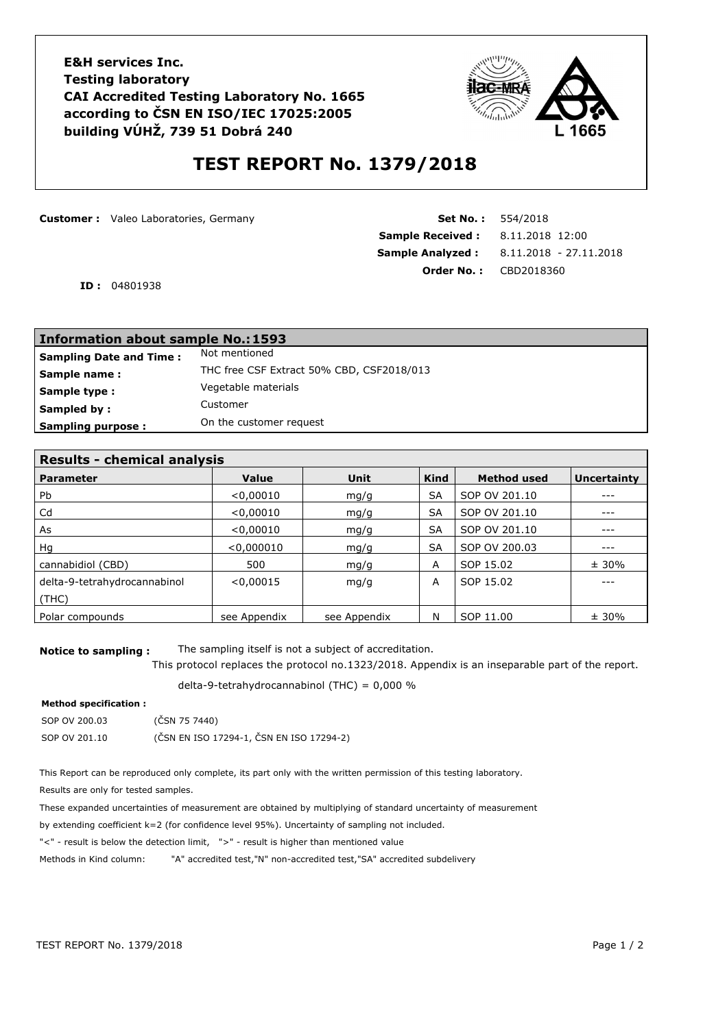**E&H services Inc.**
**Testing laboratory**
**CAI Accredited Testing Laboratory No. 1665**
**according to ČSN EN ISO/IEC 17025:2005**
**building VÚHŽ, 739 51 Dobrá 240**

L 1665

# TEST REPORT No. 1379/2018

**Customer :** Valeo Laboratories, Germany

**Set No. :** 554/2018
**Sample Received :** 8.11.2018 12:00
**Sample Analyzed :** 8.11.2018 - 27.11.2018
**Order No. :** CBD2018360

**ID :** 04801938

| Information about sample No.:1593 | |
|---|---|
| **Sampling Date and Time :** | Not mentioned |
| **Sample name :** | THC free CSF Extract 50% CBD, CSF2018/013 |
| **Sample type :** | Vegetable materials |
| **Sampled by :** | Customer |
| **Sampling purpose :** | On the customer request |

**Results - chemical analysis**

| Parameter | Value | Unit | Kind | Method used | Uncertainty |
|---|---|---|---|---|---|
| Pb | <0,00010 | mg/g | SA | SOP OV 201.10 | --- |
| Cd | <0,00010 | mg/g | SA | SOP OV 201.10 | --- |
| As | <0,00010 | mg/g | SA | SOP OV 201.10 | --- |
| Hg | <0,000010 | mg/g | SA | SOP OV 200.03 | --- |
| cannabidiol (CBD) | 500 | mg/g | A | SOP 15.02 | ± 30% |
| delta-9-tetrahydrocannabinol (THC) | <0,00015 | mg/g | A | SOP 15.02 | --- |
| Polar compounds | see Appendix | see Appendix | N | SOP 11.00 | ± 30% |

**Notice to sampling :** The sampling itself is not a subject of accreditation.
This protocol replaces the protocol no.1323/2018. Appendix is an inseparable part of the report.

delta-9-tetrahydrocannabinol (THC) = 0,000 %

**Method specification :**

SOP OV 200.03 (ČSN 75 7440)
SOP OV 201.10 (ČSN EN ISO 17294-1, ČSN EN ISO 17294-2)

This Report can be reproduced only complete, its part only with the written permission of this testing laboratory.

Results are only for tested samples.

These expanded uncertainties of measurement are obtained by multiplying of standard uncertainty of measurement by extending coefficient k=2 (for confidence level 95%). Uncertainty of sampling not included.

"<" - result is below the detection limit, ">" - result is higher than mentioned value

Methods in Kind column: "A" accredited test,"N" non-accredited test,"SA" accredited subdelivery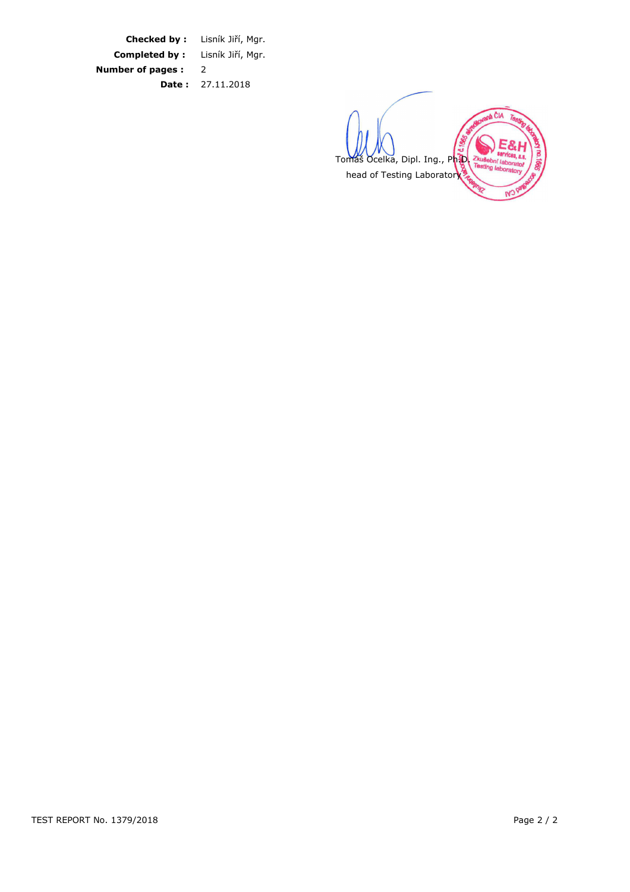| | |
|---|---|
| **Checked by :** | Lisník Jiří, Mgr. |
| **Completed by :** | Lisník Jiří, Mgr. |
| **Number of pages :** | 2 |
| **Date :** | 27.11.2018 |

Tomáš Ocelka, Dipl. Ing., Ph.D.
head of Testing Laboratory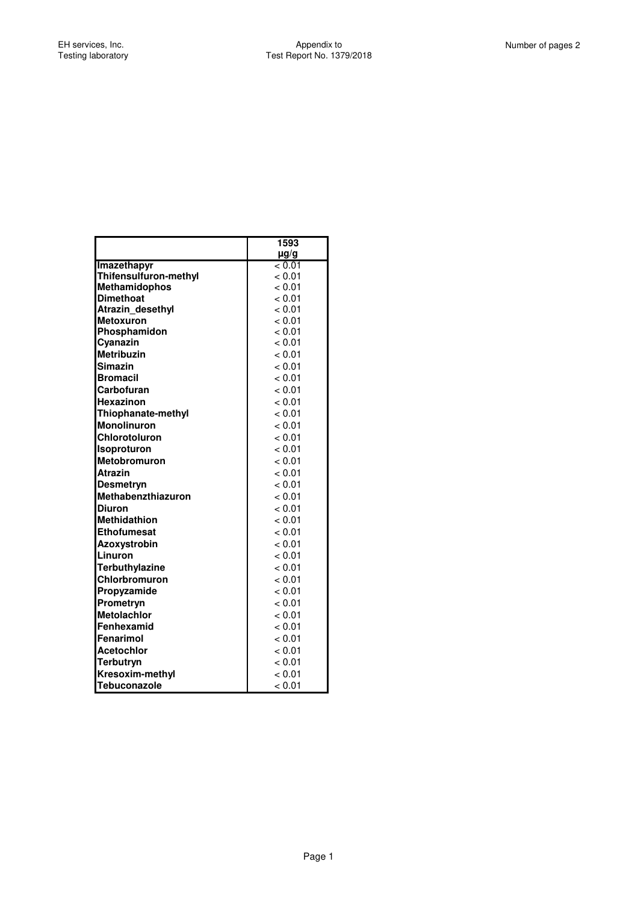| | 1593 |
| --- | --- |
| | µg/g |
| **Imazethapyr** | < 0.01 |
| **Thifensulfuron-methyl** | < 0.01 |
| **Methamidophos** | < 0.01 |
| **Dimethoat** | < 0.01 |
| **Atrazin_desethyl** | < 0.01 |
| **Metoxuron** | < 0.01 |
| **Phosphamidon** | < 0.01 |
| **Cyanazin** | < 0.01 |
| **Metribuzin** | < 0.01 |
| **Simazin** | < 0.01 |
| **Bromacil** | < 0.01 |
| **Carbofuran** | < 0.01 |
| **Hexazinon** | < 0.01 |
| **Thiophanate-methyl** | < 0.01 |
| **Monolinuron** | < 0.01 |
| **Chlorotoluron** | < 0.01 |
| **Isoproturon** | < 0.01 |
| **Metobromuron** | < 0.01 |
| **Atrazin** | < 0.01 |
| **Desmetryn** | < 0.01 |
| **Methabenzthiazuron** | < 0.01 |
| **Diuron** | < 0.01 |
| **Methidathion** | < 0.01 |
| **Ethofumesat** | < 0.01 |
| **Azoxystrobin** | < 0.01 |
| **Linuron** | < 0.01 |
| **Terbuthylazine** | < 0.01 |
| **Chlorbromuron** | < 0.01 |
| **Propyzamide** | < 0.01 |
| **Prometryn** | < 0.01 |
| **Metolachlor** | < 0.01 |
| **Fenhexamid** | < 0.01 |
| **Fenarimol** | < 0.01 |
| **Acetochlor** | < 0.01 |
| **Terbutryn** | < 0.01 |
| **Kresoxim-methyl** | < 0.01 |
| **Tebuconazole** | < 0.01 |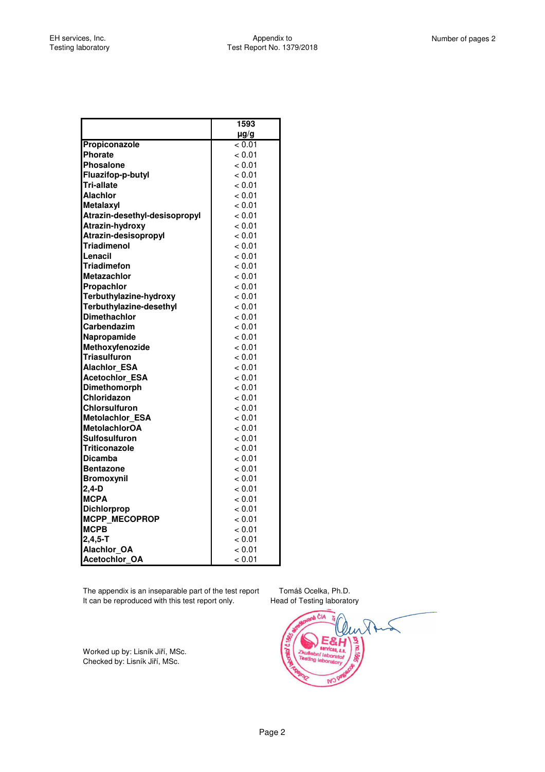EH services, Inc.
Testing laboratory

Appendix to
Test Report No. 1379/2018

Number of pages 2

| | 1593 µg/g |
|---|---|
| **Propiconazole** | < 0.01 |
| **Phorate** | < 0.01 |
| **Phosalone** | < 0.01 |
| **Fluazifop-p-butyl** | < 0.01 |
| **Tri-allate** | < 0.01 |
| **Alachlor** | < 0.01 |
| **Metalaxyl** | < 0.01 |
| **Atrazin-desethyl-desisopropyl** | < 0.01 |
| **Atrazin-hydroxy** | < 0.01 |
| **Atrazin-desisopropyl** | < 0.01 |
| **Triadimenol** | < 0.01 |
| **Lenacil** | < 0.01 |
| **Triadimefon** | < 0.01 |
| **Metazachlor** | < 0.01 |
| **Propachlor** | < 0.01 |
| **Terbuthylazine-hydroxy** | < 0.01 |
| **Terbuthylazine-desethyl** | < 0.01 |
| **Dimethachlor** | < 0.01 |
| **Carbendazim** | < 0.01 |
| **Napropamide** | < 0.01 |
| **Methoxyfenozide** | < 0.01 |
| **Triasulfuron** | < 0.01 |
| **Alachlor_ESA** | < 0.01 |
| **Acetochlor_ESA** | < 0.01 |
| **Dimethomorph** | < 0.01 |
| **Chloridazon** | < 0.01 |
| **Chlorsulfuron** | < 0.01 |
| **Metolachlor_ESA** | < 0.01 |
| **MetolachlorOA** | < 0.01 |
| **Sulfosulfuron** | < 0.01 |
| **Triticonazole** | < 0.01 |
| **Dicamba** | < 0.01 |
| **Bentazone** | < 0.01 |
| **Bromoxynil** | < 0.01 |
| **2,4-D** | < 0.01 |
| **MCPA** | < 0.01 |
| **Dichlorprop** | < 0.01 |
| **MCPP_MECOPROP** | < 0.01 |
| **MCPB** | < 0.01 |
| **2,4,5-T** | < 0.01 |
| **Alachlor_OA** | < 0.01 |
| **Acetochlor_OA** | < 0.01 |

The appendix is an inseparable part of the test report
It can be reproduced with this test report only.

Tomáš Ocelka, Ph.D.
Head of Testing laboratory

Worked up by: Lisník Jiří, MSc.
Checked by: Lisník Jiří, MSc.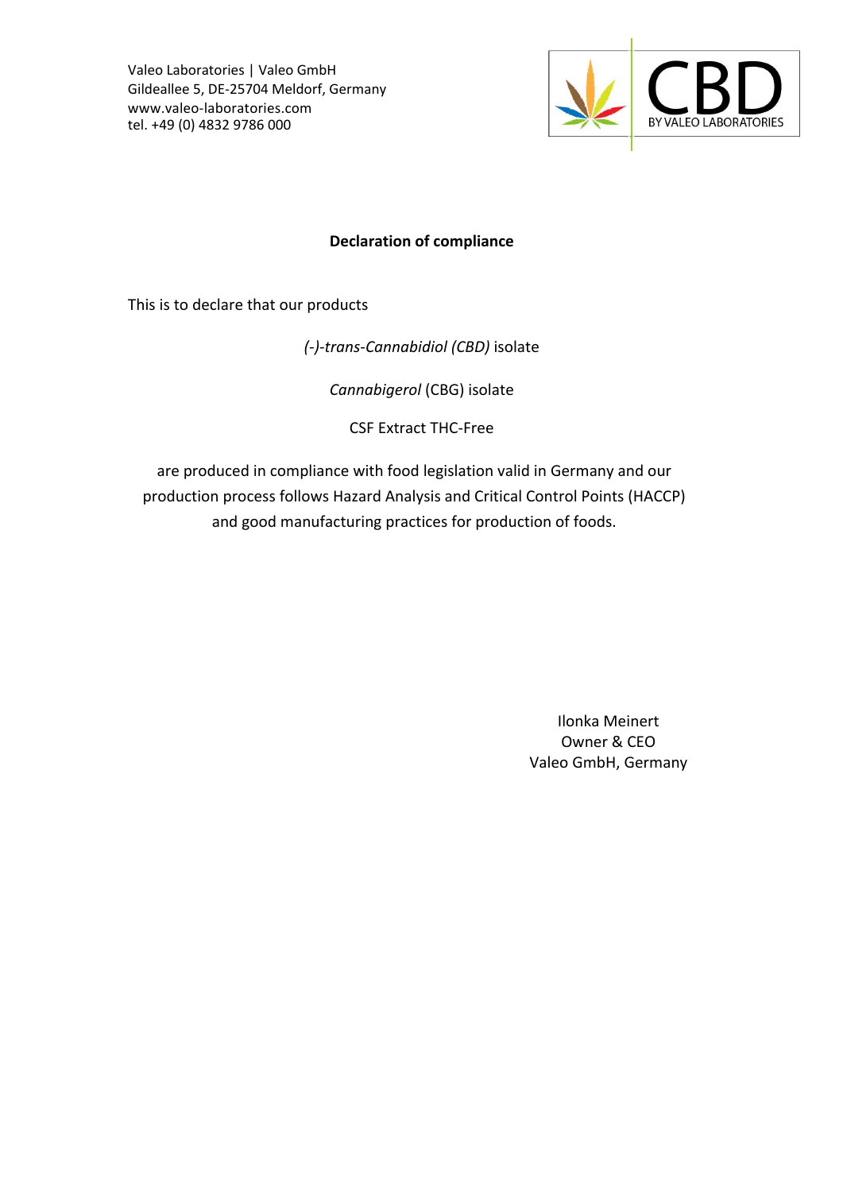Valeo Laboratories | Valeo GmbH
Gildeallee 5, DE-25704 Meldorf, Germany
www.valeo-laboratories.com
tel. +49 (0) 4832 9786 000

CBD
BY VALEO LABORATORIES

**Declaration of compliance**

This is to declare that our products

*(-)-trans-Cannabidiol (CBD)* isolate

*Cannabigerol* (CBG) isolate

CSF Extract THC-Free

are produced in compliance with food legislation valid in Germany and our production process follows Hazard Analysis and Critical Control Points (HACCP) and good manufacturing practices for production of foods.

Ilonka Meinert
Owner & CEO
Valeo GmbH, Germany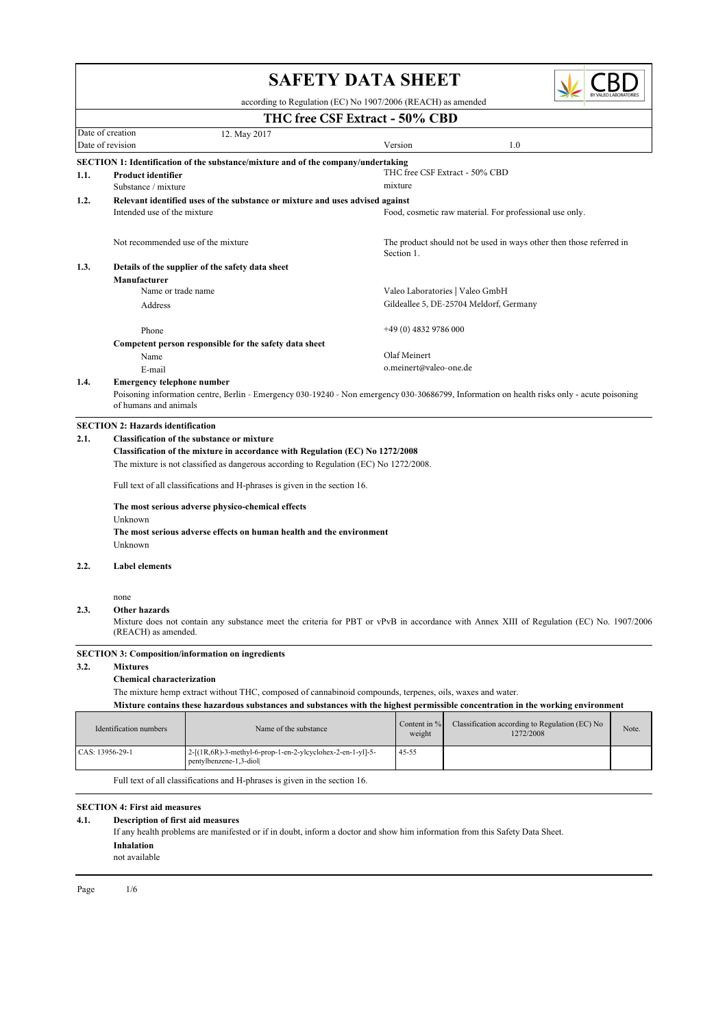# SAFETY DATA SHEET

according to Regulation (EC) No 1907/2006 (REACH) as amended

## THC free CSF Extract - 50% CBD

| Date of creation | 12. May 2017 | | |
|---|---|---|---|
| Date of revision | | Version | 1.0 |

### SECTION 1: Identification of the substance/mixture and of the company/undertaking

**1.1. Product identifier** — THC free CSF Extract - 50% CBD

Substance / mixture — mixture

**1.2. Relevant identified uses of the substance or mixture and uses advised against**

Intended use of the mixture — Food, cosmetic raw material. For professional use only.

Not recommended use of the mixture — The product should not be used in ways other then those referred in Section 1.

**1.3. Details of the supplier of the safety data sheet**

**Manufacturer**

Name or trade name — Valeo Laboratories | Valeo GmbH

Address — Gildeallee 5, DE-25704 Meldorf, Germany

Phone — +49 (0) 4832 9786 000

**Competent person responsible for the safety data sheet**

Name — Olaf Meinert

E-mail — o.meinert@valeo-one.de

**1.4. Emergency telephone number**

Poisoning information centre, Berlin - Emergency 030-19240 - Non emergency 030-30686799, Information on health risks only - acute poisoning of humans and animals

### SECTION 2: Hazards identification

**2.1. Classification of the substance or mixture**

**Classification of the mixture in accordance with Regulation (EC) No 1272/2008**

The mixture is not classified as dangerous according to Regulation (EC) No 1272/2008.

Full text of all classifications and H-phrases is given in the section 16.

**The most serious adverse physico-chemical effects**

Unknown

**The most serious adverse effects on human health and the environment**

Unknown

**2.2. Label elements**

none

**2.3. Other hazards**

Mixture does not contain any substance meet the criteria for PBT or vPvB in accordance with Annex XIII of Regulation (EC) No. 1907/2006 (REACH) as amended.

### SECTION 3: Composition/information on ingredients

**3.2. Mixtures**

**Chemical characterization**

The mixture hemp extract without THC, composed of cannabinoid compounds, terpenes, oils, waxes and water.

**Mixture contains these hazardous substances and substances with the highest permissible concentration in the working environment**

| Identification numbers | Name of the substance | Content in % weight | Classification according to Regulation (EC) No 1272/2008 | Note. |
|---|---|---|---|---|
| CAS: 13956-29-1 | 2-[(1R,6R)-3-methyl-6-prop-1-en-2-ylcyclohex-2-en-1-yl]-5-pentylbenzene-1,3-diol | 45-55 | | |

Full text of all classifications and H-phrases is given in the section 16.

### SECTION 4: First aid measures

**4.1. Description of first aid measures**

If any health problems are manifested or if in doubt, inform a doctor and show him information from this Safety Data Sheet.

**Inhalation**

not available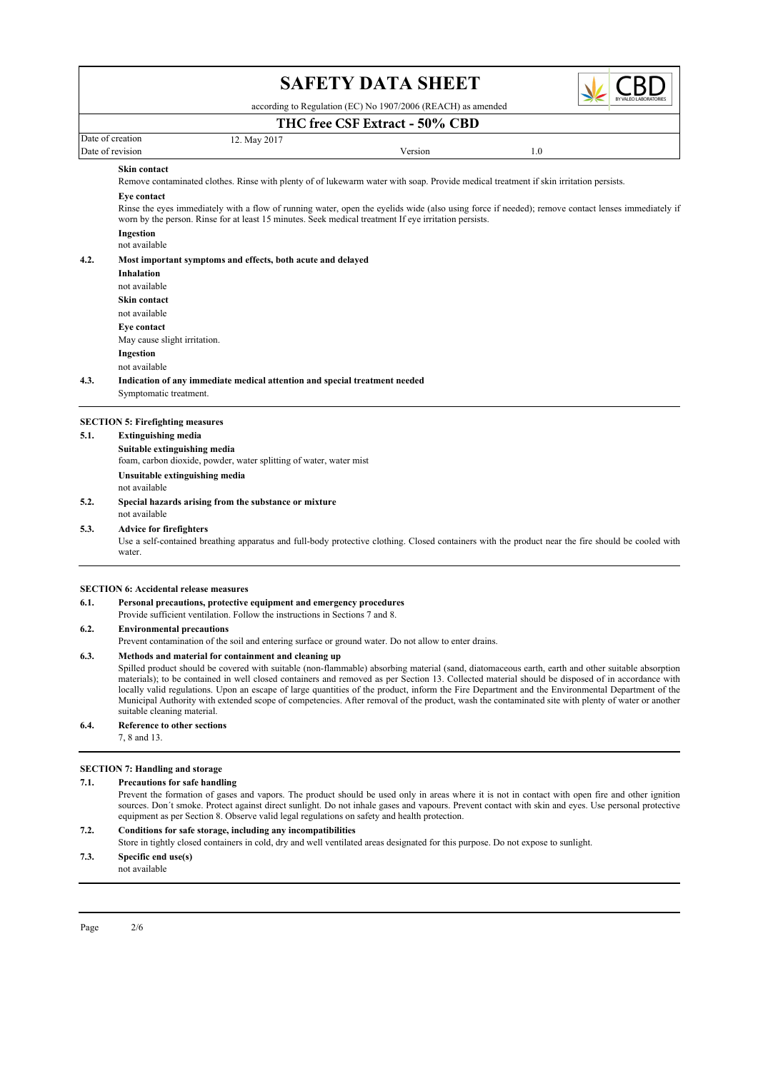**Skin contact**

Remove contaminated clothes. Rinse with plenty of of lukewarm water with soap. Provide medical treatment if skin irritation persists.

**Eye contact**

Rinse the eyes immediately with a flow of running water, open the eyelids wide (also using force if needed); remove contact lenses immediately if worn by the person. Rinse for at least 15 minutes. Seek medical treatment If eye irritation persists.

**Ingestion**

not available

**4.2. Most important symptoms and effects, both acute and delayed**

**Inhalation**

not available

**Skin contact**

not available

**Eye contact**

May cause slight irritation.

**Ingestion**

not available

**4.3. Indication of any immediate medical attention and special treatment needed**

Symptomatic treatment.

## SECTION 5: Firefighting measures

**5.1. Extinguishing media**

**Suitable extinguishing media**

foam, carbon dioxide, powder, water splitting of water, water mist

**Unsuitable extinguishing media**

not available

**5.2. Special hazards arising from the substance or mixture**

not available

**5.3. Advice for firefighters**

Use a self-contained breathing apparatus and full-body protective clothing. Closed containers with the product near the fire should be cooled with water.

## SECTION 6: Accidental release measures

**6.1. Personal precautions, protective equipment and emergency procedures**

Provide sufficient ventilation. Follow the instructions in Sections 7 and 8.

**6.2. Environmental precautions**

Prevent contamination of the soil and entering surface or ground water. Do not allow to enter drains.

**6.3. Methods and material for containment and cleaning up**

Spilled product should be covered with suitable (non-flammable) absorbing material (sand, diatomaceous earth, earth and other suitable absorption materials); to be contained in well closed containers and removed as per Section 13. Collected material should be disposed of in accordance with locally valid regulations. Upon an escape of large quantities of the product, inform the Fire Department and the Environmental Department of the Municipal Authority with extended scope of competencies. After removal of the product, wash the contaminated site with plenty of water or another suitable cleaning material.

**6.4. Reference to other sections**

7, 8 and 13.

## SECTION 7: Handling and storage

**7.1. Precautions for safe handling**

Prevent the formation of gases and vapors. The product should be used only in areas where it is not in contact with open fire and other ignition sources. Don´t smoke. Protect against direct sunlight. Do not inhale gases and vapours. Prevent contact with skin and eyes. Use personal protective equipment as per Section 8. Observe valid legal regulations on safety and health protection.

**7.2. Conditions for safe storage, including any incompatibilities**

Store in tightly closed containers in cold, dry and well ventilated areas designated for this purpose. Do not expose to sunlight.

**7.3. Specific end use(s)**

not available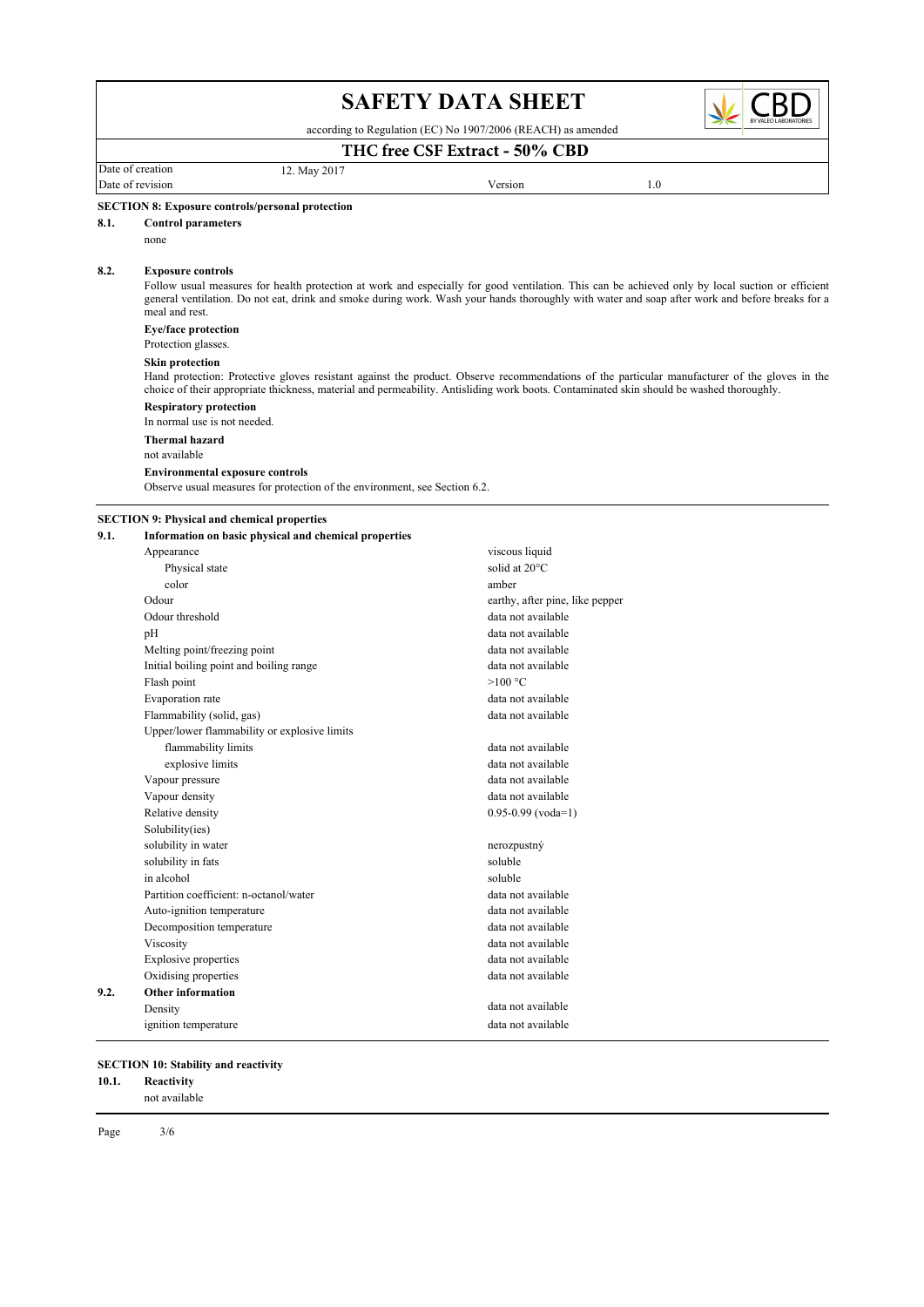# SAFETY DATA SHEET

according to Regulation (EC) No 1907/2006 (REACH) as amended

## THC free CSF Extract - 50% CBD

| Date of creation | 12. May 2017 | | |
|---|---|---|---|
| Date of revision | | Version | 1.0 |

### SECTION 8: Exposure controls/personal protection

**8.1. Control parameters**

none

**8.2. Exposure controls**

Follow usual measures for health protection at work and especially for good ventilation. This can be achieved only by local suction or efficient general ventilation. Do not eat, drink and smoke during work. Wash your hands thoroughly with water and soap after work and before breaks for a meal and rest.

**Eye/face protection**

Protection glasses.

**Skin protection**

Hand protection: Protective gloves resistant against the product. Observe recommendations of the particular manufacturer of the gloves in the choice of their appropriate thickness, material and permeability. Antisliding work boots. Contaminated skin should be washed thoroughly.

**Respiratory protection**

In normal use is not needed.

**Thermal hazard**

not available

**Environmental exposure controls**

Observe usual measures for protection of the environment, see Section 6.2.

### SECTION 9: Physical and chemical properties

**9.1. Information on basic physical and chemical properties**

| Property | Value |
|---|---|
| Appearance | viscous liquid |
| Physical state | solid at 20°C |
| color | amber |
| Odour | earthy, after pine, like pepper |
| Odour threshold | data not available |
| pH | data not available |
| Melting point/freezing point | data not available |
| Initial boiling point and boiling range | data not available |
| Flash point | >100 °C |
| Evaporation rate | data not available |
| Flammability (solid, gas) | data not available |
| Upper/lower flammability or explosive limits | |
| flammability limits | data not available |
| explosive limits | data not available |
| Vapour pressure | data not available |
| Vapour density | data not available |
| Relative density | 0.95-0.99 (voda=1) |
| Solubility(ies) | |
| solubility in water | nerozpustný |
| solubility in fats | soluble |
| in alcohol | soluble |
| Partition coefficient: n-octanol/water | data not available |
| Auto-ignition temperature | data not available |
| Decomposition temperature | data not available |
| Viscosity | data not available |
| Explosive properties | data not available |
| Oxidising properties | data not available |

**9.2. Other information**

| Property | Value |
|---|---|
| Density | data not available |
| ignition temperature | data not available |

### SECTION 10: Stability and reactivity

**10.1. Reactivity**

not available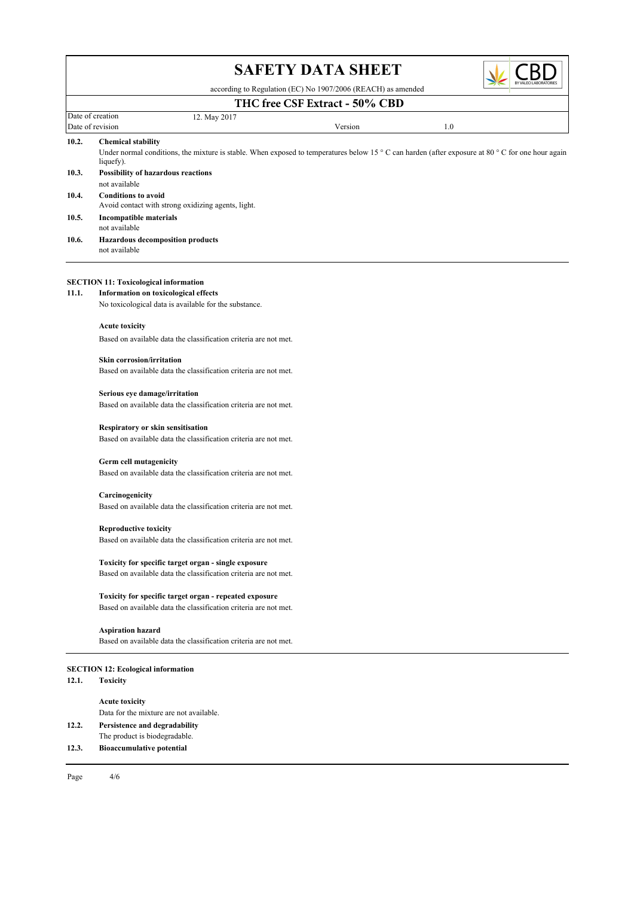**10.2. Chemical stability**

Under normal conditions, the mixture is stable. When exposed to temperatures below 15 ° C can harden (after exposure at 80 ° C for one hour again liquefy).

**10.3. Possibility of hazardous reactions**

not available

**10.4. Conditions to avoid**

Avoid contact with strong oxidizing agents, light.

**10.5. Incompatible materials**

not available

**10.6. Hazardous decomposition products**

not available

## SECTION 11: Toxicological information

**11.1. Information on toxicological effects**

No toxicological data is available for the substance.

**Acute toxicity**

Based on available data the classification criteria are not met.

**Skin corrosion/irritation**

Based on available data the classification criteria are not met.

**Serious eye damage/irritation**

Based on available data the classification criteria are not met.

**Respiratory or skin sensitisation**

Based on available data the classification criteria are not met.

**Germ cell mutagenicity**

Based on available data the classification criteria are not met.

**Carcinogenicity**

Based on available data the classification criteria are not met.

**Reproductive toxicity**

Based on available data the classification criteria are not met.

**Toxicity for specific target organ - single exposure**

Based on available data the classification criteria are not met.

**Toxicity for specific target organ - repeated exposure**

Based on available data the classification criteria are not met.

**Aspiration hazard**

Based on available data the classification criteria are not met.

## SECTION 12: Ecological information

**12.1. Toxicity**

**Acute toxicity**

Data for the mixture are not available.

**12.2. Persistence and degradability**

The product is biodegradable.

**12.3. Bioaccumulative potential**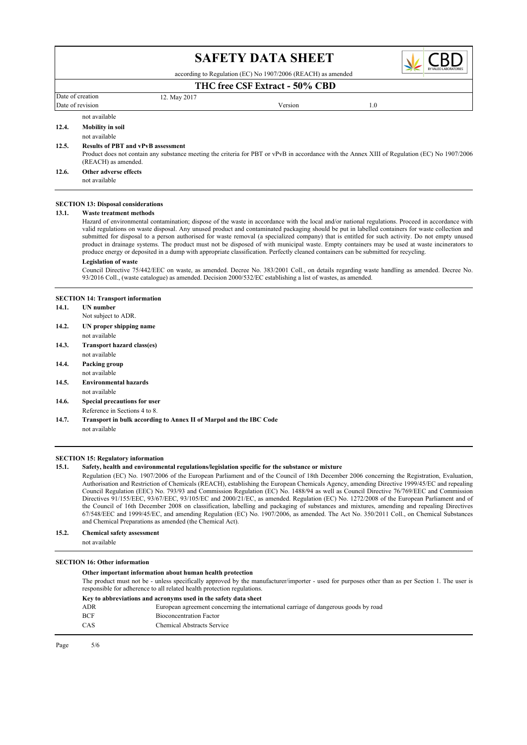not available

**12.4. Mobility in soil**

not available

**12.5. Results of PBT and vPvB assessment**

Product does not contain any substance meeting the criteria for PBT or vPvB in accordance with the Annex XIII of Regulation (EC) No 1907/2006 (REACH) as amended.

**12.6. Other adverse effects**

not available

## SECTION 13: Disposal considerations

**13.1. Waste treatment methods**

Hazard of environmental contamination; dispose of the waste in accordance with the local and/or national regulations. Proceed in accordance with valid regulations on waste disposal. Any unused product and contaminated packaging should be put in labelled containers for waste collection and submitted for disposal to a person authorised for waste removal (a specialized company) that is entitled for such activity. Do not empty unused product in drainage systems. The product must not be disposed of with municipal waste. Empty containers may be used at waste incinerators to produce energy or deposited in a dump with appropriate classification. Perfectly cleaned containers can be submitted for recycling.

**Legislation of waste**

Council Directive 75/442/EEC on waste, as amended. Decree No. 383/2001 Coll., on details regarding waste handling as amended. Decree No. 93/2016 Coll., (waste catalogue) as amended. Decision 2000/532/EC establishing a list of wastes, as amended.

## SECTION 14: Transport information

**14.1. UN number**

Not subject to ADR.

**14.2. UN proper shipping name**

not available

**14.3. Transport hazard class(es)**

not available

**14.4. Packing group**

not available

**14.5. Environmental hazards**

not available

**14.6. Special precautions for user**

Reference in Sections 4 to 8.

**14.7. Transport in bulk according to Annex II of Marpol and the IBC Code**

not available

## SECTION 15: Regulatory information

**15.1. Safety, health and environmental regulations/legislation specific for the substance or mixture**

Regulation (EC) No. 1907/2006 of the European Parliament and of the Council of 18th December 2006 concerning the Registration, Evaluation, Authorisation and Restriction of Chemicals (REACH), establishing the European Chemicals Agency, amending Directive 1999/45/EC and repealing Council Regulation (EEC) No. 793/93 and Commission Regulation (EC) No. 1488/94 as well as Council Directive 76/769/EEC and Commission Directives 91/155/EEC, 93/67/EEC, 93/105/EC and 2000/21/EC, as amended. Regulation (EC) No. 1272/2008 of the European Parliament and of the Council of 16th December 2008 on classification, labelling and packaging of substances and mixtures, amending and repealing Directives 67/548/EEC and 1999/45/EC, and amending Regulation (EC) No. 1907/2006, as amended. The Act No. 350/2011 Coll., on Chemical Substances and Chemical Preparations as amended (the Chemical Act).

**15.2. Chemical safety assessment**

not available

## SECTION 16: Other information

**Other important information about human health protection**

The product must not be - unless specifically approved by the manufacturer/importer - used for purposes other than as per Section 1. The user is responsible for adherence to all related health protection regulations.

**Key to abbreviations and acronyms used in the safety data sheet**

| | |
|---|---|
| ADR | European agreement concerning the international carriage of dangerous goods by road |
| BCF | Bioconcentration Factor |
| CAS | Chemical Abstracts Service |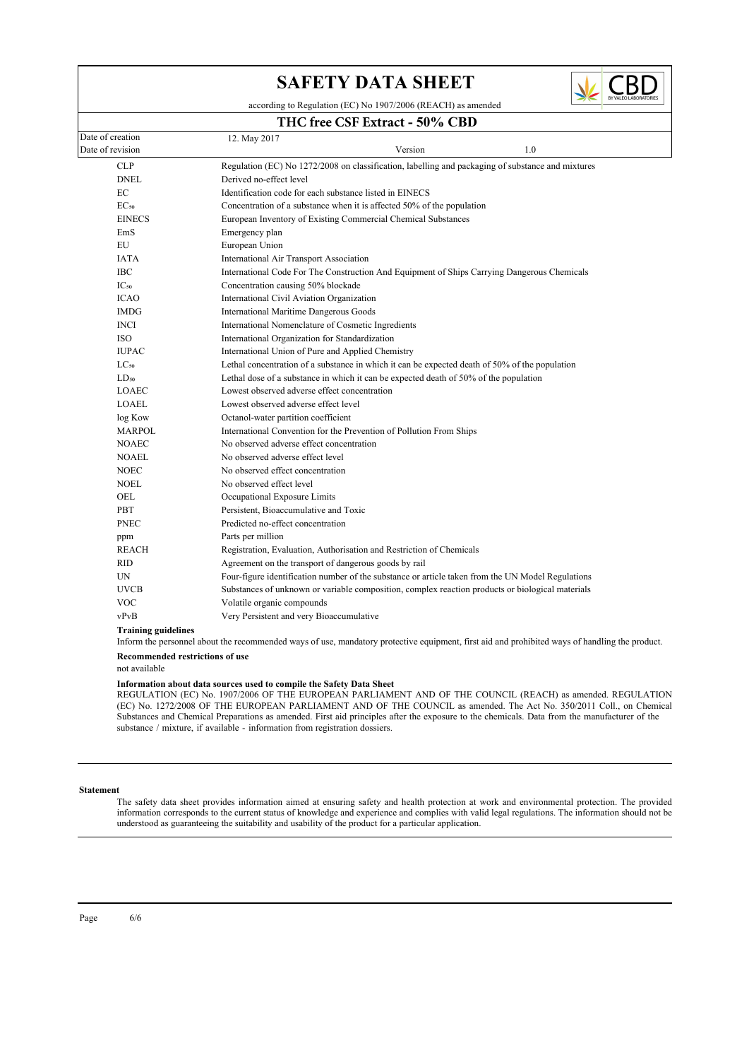| | |
|---|---|
| CLP | Regulation (EC) No 1272/2008 on classification, labelling and packaging of substance and mixtures |
| DNEL | Derived no-effect level |
| EC | Identification code for each substance listed in EINECS |
| $EC_{50}$ | Concentration of a substance when it is affected 50% of the population |
| EINECS | European Inventory of Existing Commercial Chemical Substances |
| EmS | Emergency plan |
| EU | European Union |
| IATA | International Air Transport Association |
| IBC | International Code For The Construction And Equipment of Ships Carrying Dangerous Chemicals |
| $IC_{50}$ | Concentration causing 50% blockade |
| ICAO | International Civil Aviation Organization |
| IMDG | International Maritime Dangerous Goods |
| INCI | International Nomenclature of Cosmetic Ingredients |
| ISO | International Organization for Standardization |
| IUPAC | International Union of Pure and Applied Chemistry |
| $LC_{50}$ | Lethal concentration of a substance in which it can be expected death of 50% of the population |
| $LD_{50}$ | Lethal dose of a substance in which it can be expected death of 50% of the population |
| LOAEC | Lowest observed adverse effect concentration |
| LOAEL | Lowest observed adverse effect level |
| log Kow | Octanol-water partition coefficient |
| MARPOL | International Convention for the Prevention of Pollution From Ships |
| NOAEC | No observed adverse effect concentration |
| NOAEL | No observed adverse effect level |
| NOEC | No observed effect concentration |
| NOEL | No observed effect level |
| OEL | Occupational Exposure Limits |
| PBT | Persistent, Bioaccumulative and Toxic |
| PNEC | Predicted no-effect concentration |
| ppm | Parts per million |
| REACH | Registration, Evaluation, Authorisation and Restriction of Chemicals |
| RID | Agreement on the transport of dangerous goods by rail |
| UN | Four-figure identification number of the substance or article taken from the UN Model Regulations |
| UVCB | Substances of unknown or variable composition, complex reaction products or biological materials |
| VOC | Volatile organic compounds |
| vPvB | Very Persistent and very Bioaccumulative |

**Training guidelines**

Inform the personnel about the recommended ways of use, mandatory protective equipment, first aid and prohibited ways of handling the product.

**Recommended restrictions of use**

not available

**Information about data sources used to compile the Safety Data Sheet**

REGULATION (EC) No. 1907/2006 OF THE EUROPEAN PARLIAMENT AND OF THE COUNCIL (REACH) as amended. REGULATION (EC) No. 1272/2008 OF THE EUROPEAN PARLIAMENT AND OF THE COUNCIL as amended. The Act No. 350/2011 Coll., on Chemical Substances and Chemical Preparations as amended. First aid principles after the exposure to the chemicals. Data from the manufacturer of the substance / mixture, if available - information from registration dossiers.

**Statement**

The safety data sheet provides information aimed at ensuring safety and health protection at work and environmental protection. The provided information corresponds to the current status of knowledge and experience and complies with valid legal regulations. The information should not be understood as guaranteeing the suitability and usability of the product for a particular application.